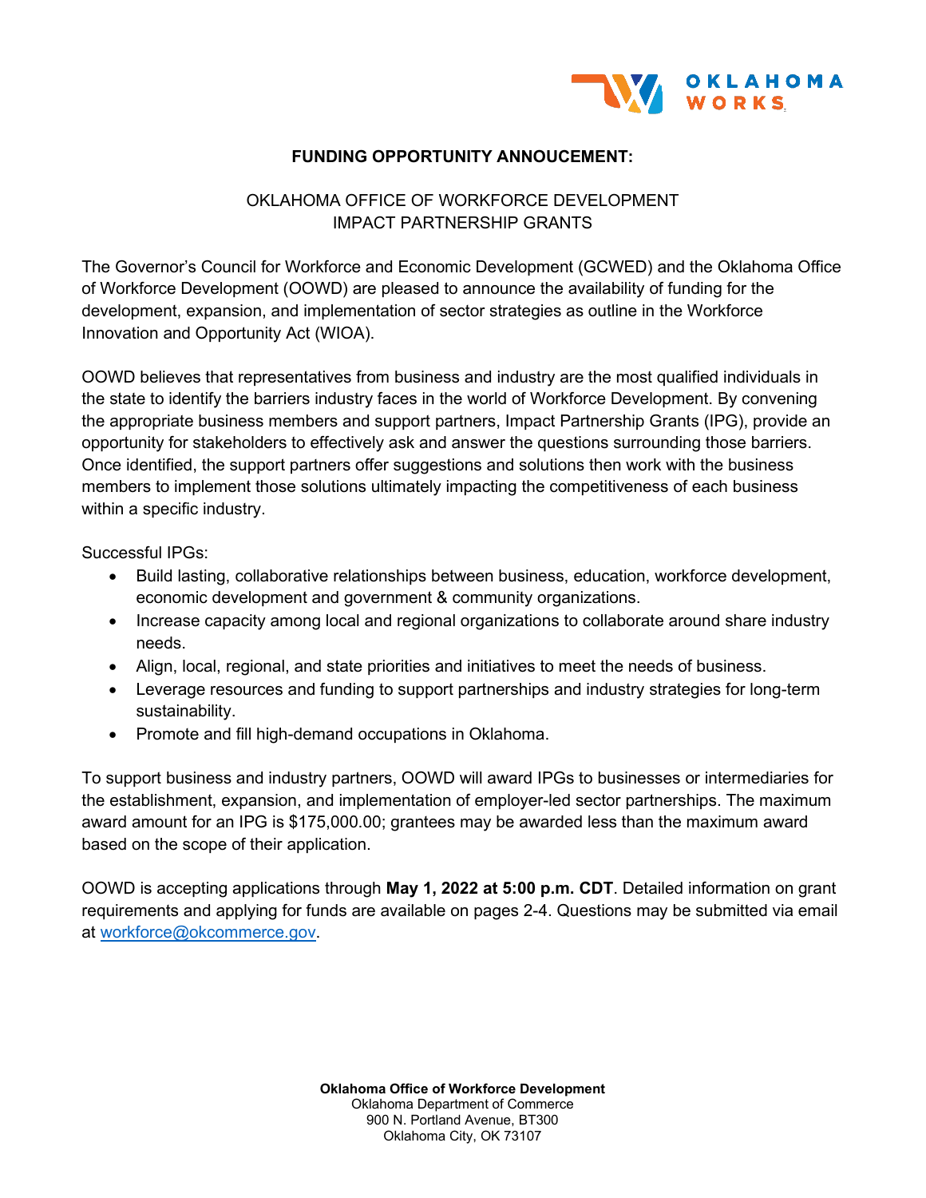**FUNDING OPPORTUNITY ANNOUCEMENT:**

OKLAHOMA OFFICE OF WORKFORCE DEVELOPMENT
IMPACT PARTNERSHIP GRANTS

The Governor's Council for Workforce and Economic Development (GCWED) and the Oklahoma Office of Workforce Development (OOWD) are pleased to announce the availability of funding for the development, expansion, and implementation of sector strategies as outline in the Workforce Innovation and Opportunity Act (WIOA).

OOWD believes that representatives from business and industry are the most qualified individuals in the state to identify the barriers industry faces in the world of Workforce Development. By convening the appropriate business members and support partners, Impact Partnership Grants (IPG), provide an opportunity for stakeholders to effectively ask and answer the questions surrounding those barriers. Once identified, the support partners offer suggestions and solutions then work with the business members to implement those solutions ultimately impacting the competitiveness of each business within a specific industry.

Successful IPGs:

- Build lasting, collaborative relationships between business, education, workforce development, economic development and government & community organizations.
- Increase capacity among local and regional organizations to collaborate around share industry needs.
- Align, local, regional, and state priorities and initiatives to meet the needs of business.
- Leverage resources and funding to support partnerships and industry strategies for long-term sustainability.
- Promote and fill high-demand occupations in Oklahoma.

To support business and industry partners, OOWD will award IPGs to businesses or intermediaries for the establishment, expansion, and implementation of employer-led sector partnerships. The maximum award amount for an IPG is $175,000.00; grantees may be awarded less than the maximum award based on the scope of their application.

OOWD is accepting applications through **May 1, 2022 at 5:00 p.m. CDT**. Detailed information on grant requirements and applying for funds are available on pages 2-4. Questions may be submitted via email at workforce@okcommerce.gov.

**Oklahoma Office of Workforce Development**
Oklahoma Department of Commerce
900 N. Portland Avenue, BT300
Oklahoma City, OK 73107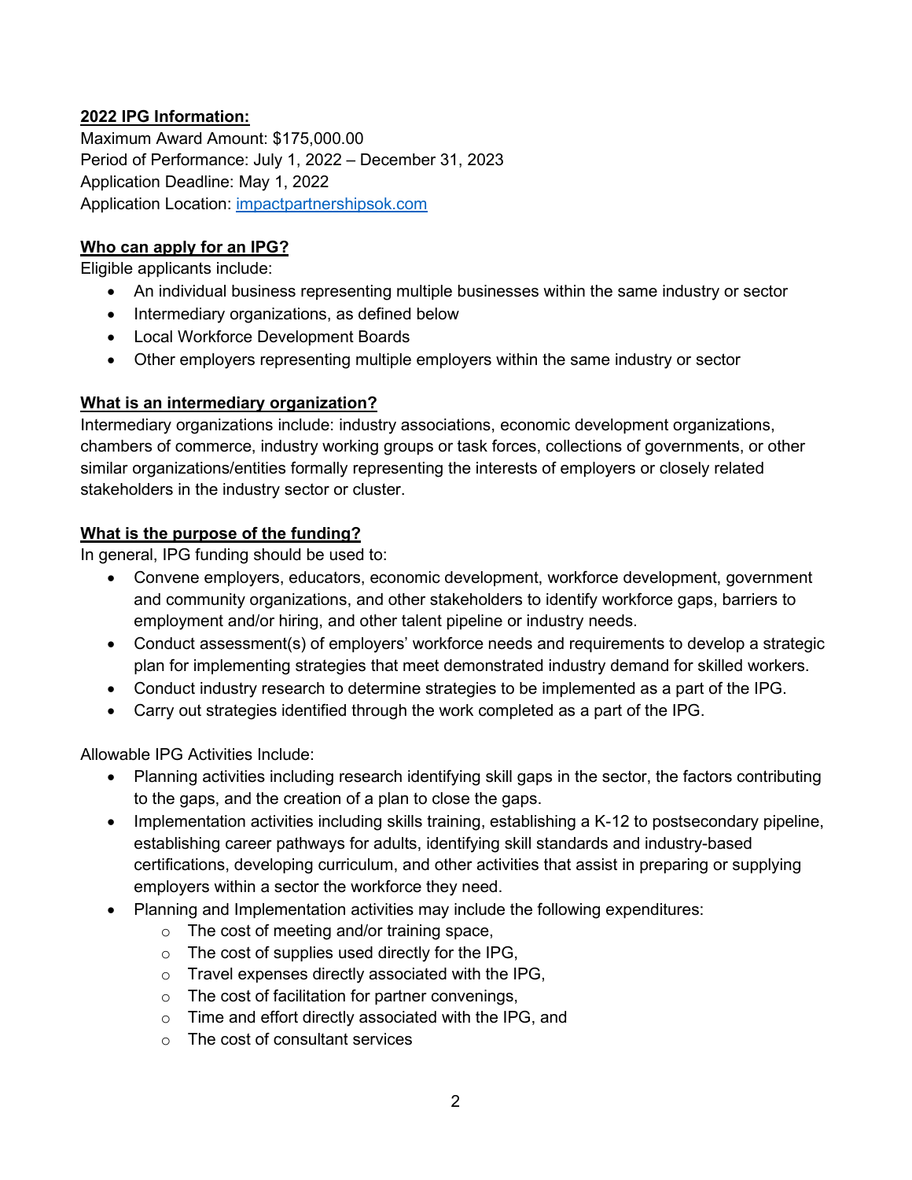**2022 IPG Information:**

Maximum Award Amount: $175,000.00
Period of Performance: July 1, 2022 – December 31, 2023
Application Deadline: May 1, 2022
Application Location: [impactpartnershipsok.com](impactpartnershipsok.com)

**Who can apply for an IPG?**

Eligible applicants include:

- An individual business representing multiple businesses within the same industry or sector
- Intermediary organizations, as defined below
- Local Workforce Development Boards
- Other employers representing multiple employers within the same industry or sector

**What is an intermediary organization?**

Intermediary organizations include: industry associations, economic development organizations, chambers of commerce, industry working groups or task forces, collections of governments, or other similar organizations/entities formally representing the interests of employers or closely related stakeholders in the industry sector or cluster.

**What is the purpose of the funding?**

In general, IPG funding should be used to:

- Convene employers, educators, economic development, workforce development, government and community organizations, and other stakeholders to identify workforce gaps, barriers to employment and/or hiring, and other talent pipeline or industry needs.
- Conduct assessment(s) of employers' workforce needs and requirements to develop a strategic plan for implementing strategies that meet demonstrated industry demand for skilled workers.
- Conduct industry research to determine strategies to be implemented as a part of the IPG.
- Carry out strategies identified through the work completed as a part of the IPG.

Allowable IPG Activities Include:

- Planning activities including research identifying skill gaps in the sector, the factors contributing to the gaps, and the creation of a plan to close the gaps.
- Implementation activities including skills training, establishing a K-12 to postsecondary pipeline, establishing career pathways for adults, identifying skill standards and industry-based certifications, developing curriculum, and other activities that assist in preparing or supplying employers within a sector the workforce they need.
- Planning and Implementation activities may include the following expenditures:
    - The cost of meeting and/or training space,
    - The cost of supplies used directly for the IPG,
    - Travel expenses directly associated with the IPG,
    - The cost of facilitation for partner convenings,
    - Time and effort directly associated with the IPG, and
    - The cost of consultant services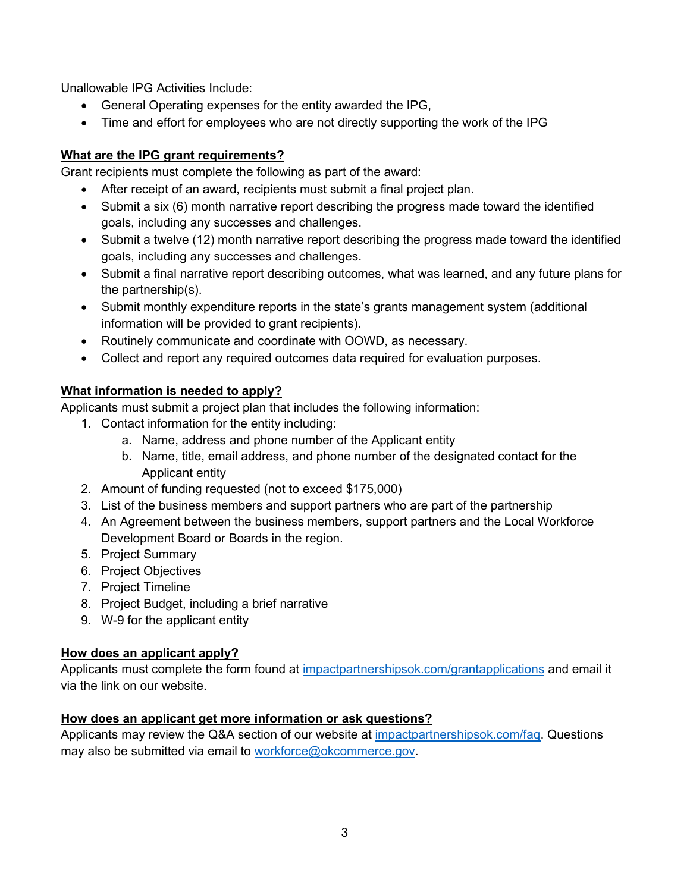Unallowable IPG Activities Include:

- General Operating expenses for the entity awarded the IPG,
- Time and effort for employees who are not directly supporting the work of the IPG

## What are the IPG grant requirements?

Grant recipients must complete the following as part of the award:

- After receipt of an award, recipients must submit a final project plan.
- Submit a six (6) month narrative report describing the progress made toward the identified goals, including any successes and challenges.
- Submit a twelve (12) month narrative report describing the progress made toward the identified goals, including any successes and challenges.
- Submit a final narrative report describing outcomes, what was learned, and any future plans for the partnership(s).
- Submit monthly expenditure reports in the state's grants management system (additional information will be provided to grant recipients).
- Routinely communicate and coordinate with OOWD, as necessary.
- Collect and report any required outcomes data required for evaluation purposes.

## What information is needed to apply?

Applicants must submit a project plan that includes the following information:

1. Contact information for the entity including:
   a. Name, address and phone number of the Applicant entity
   b. Name, title, email address, and phone number of the designated contact for the Applicant entity
2. Amount of funding requested (not to exceed $175,000)
3. List of the business members and support partners who are part of the partnership
4. An Agreement between the business members, support partners and the Local Workforce Development Board or Boards in the region.
5. Project Summary
6. Project Objectives
7. Project Timeline
8. Project Budget, including a brief narrative
9. W-9 for the applicant entity

## How does an applicant apply?

Applicants must complete the form found at [impactpartnershipsok.com/grantapplications](impactpartnershipsok.com/grantapplications) and email it via the link on our website.

## How does an applicant get more information or ask questions?

Applicants may review the Q&A section of our website at [impactpartnershipsok.com/faq](impactpartnershipsok.com/faq). Questions may also be submitted via email to [workforce@okcommerce.gov](mailto:workforce@okcommerce.gov).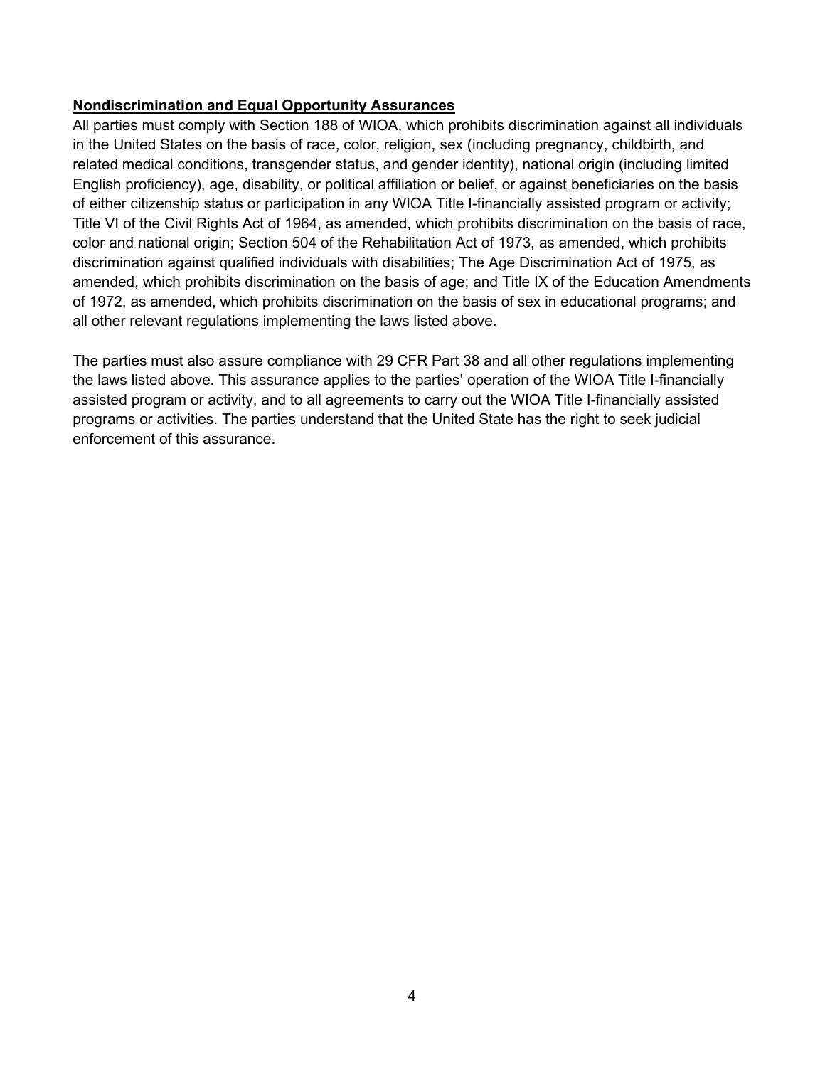**Nondiscrimination and Equal Opportunity Assurances**

All parties must comply with Section 188 of WIOA, which prohibits discrimination against all individuals in the United States on the basis of race, color, religion, sex (including pregnancy, childbirth, and related medical conditions, transgender status, and gender identity), national origin (including limited English proficiency), age, disability, or political affiliation or belief, or against beneficiaries on the basis of either citizenship status or participation in any WIOA Title I-financially assisted program or activity; Title VI of the Civil Rights Act of 1964, as amended, which prohibits discrimination on the basis of race, color and national origin; Section 504 of the Rehabilitation Act of 1973, as amended, which prohibits discrimination against qualified individuals with disabilities; The Age Discrimination Act of 1975, as amended, which prohibits discrimination on the basis of age; and Title IX of the Education Amendments of 1972, as amended, which prohibits discrimination on the basis of sex in educational programs; and all other relevant regulations implementing the laws listed above.

The parties must also assure compliance with 29 CFR Part 38 and all other regulations implementing the laws listed above. This assurance applies to the parties' operation of the WIOA Title I-financially assisted program or activity, and to all agreements to carry out the WIOA Title I-financially assisted programs or activities. The parties understand that the United State has the right to seek judicial enforcement of this assurance.